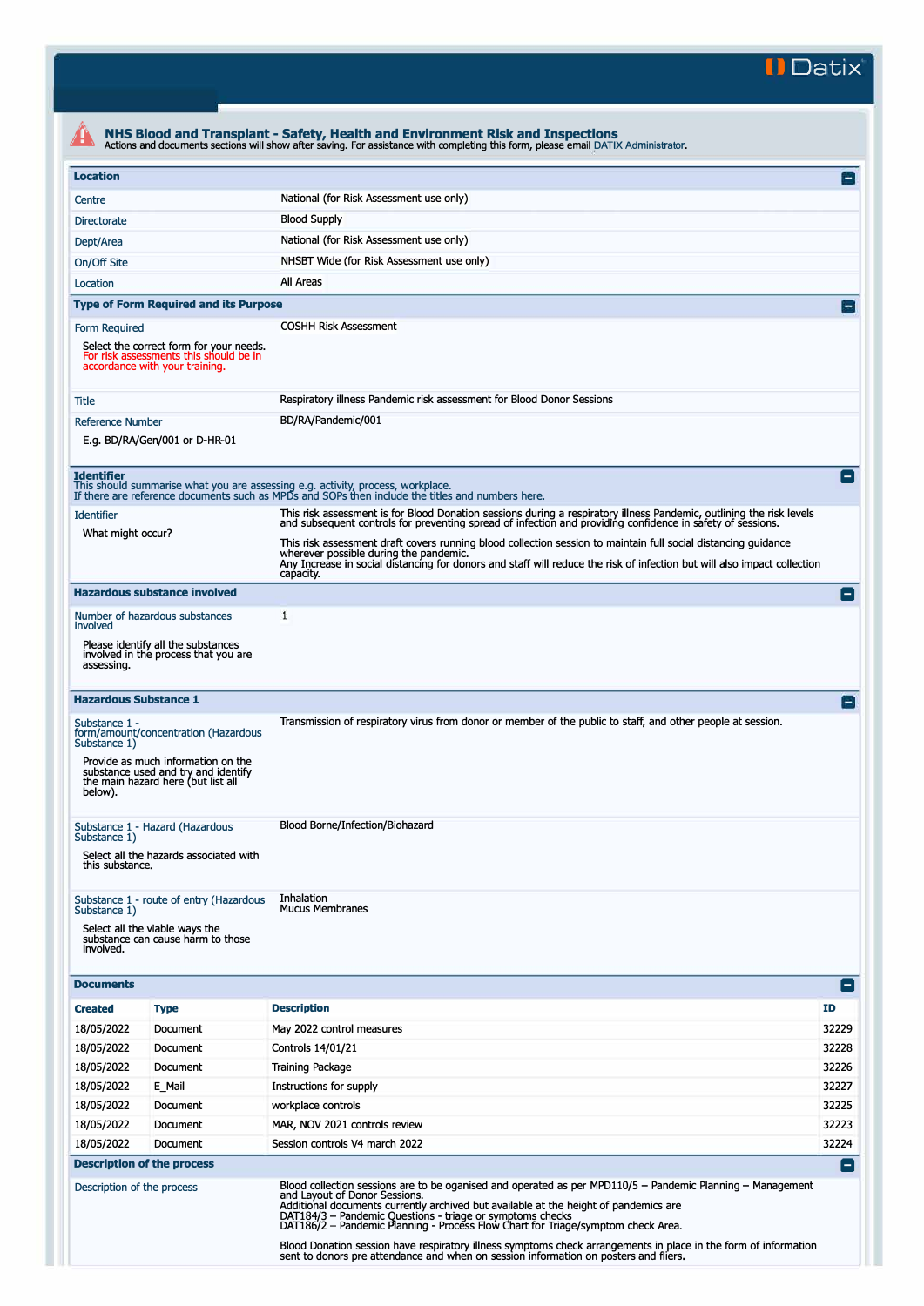Datix

# NHS Blood and Transplant - Safety, Health and Environment Risk and Inspections

Actions and documents sections will show after saving. For assistance with completing this form, please email DATIX Administrator.

## Location

| | |
|---|---|
| Centre | National (for Risk Assessment use only) |
| Directorate | Blood Supply |
| Dept/Area | National (for Risk Assessment use only) |
| On/Off Site | NHSBT Wide (for Risk Assessment use only) |
| Location | All Areas |

## Type of Form Required and its Purpose

**Form Required**
Select the correct form for your needs.
For risk assessments this should be in accordance with your training.

COSHH Risk Assessment

**Title**

Respiratory illness Pandemic risk assessment for Blood Donor Sessions

**Reference Number**
E.g. BD/RA/Gen/001 or D-HR-01

BD/RA/Pandemic/001

## Identifier

This should summarise what you are assessing e.g. activity, process, workplace.
If there are reference documents such as MPDs and SOPs then include the titles and numbers here.

**Identifier**
What might occur?

This risk assessment is for Blood Donation sessions during a respiratory illness Pandemic, outlining the risk levels and subsequent controls for preventing spread of infection and providing confidence in safety of sessions.

This risk assessment draft covers running blood collection session to maintain full social distancing guidance wherever possible during the pandemic.
Any Increase in social distancing for donors and staff will reduce the risk of infection but will also impact collection capacity.

## Hazardous substance involved

**Number of hazardous substances involved**
Please identify all the substances involved in the process that you are assessing.

1

## Hazardous Substance 1

**Substance 1 - form/amount/concentration (Hazardous Substance 1)**
Provide as much information on the substance used and try and identify the main hazard here (but list all below).

Transmission of respiratory virus from donor or member of the public to staff, and other people at session.

**Substance 1 - Hazard (Hazardous Substance 1)**
Select all the hazards associated with this substance.

Blood Borne/Infection/Biohazard

**Substance 1 - route of entry (Hazardous Substance 1)**
Select all the viable ways the substance can cause harm to those involved.

Inhalation
Mucus Membranes

## Documents

| Created | Type | Description | ID |
|---|---|---|---|
| 18/05/2022 | Document | May 2022 control measures | 32229 |
| 18/05/2022 | Document | Controls 14/01/21 | 32228 |
| 18/05/2022 | Document | Training Package | 32226 |
| 18/05/2022 | E_Mail | Instructions for supply | 32227 |
| 18/05/2022 | Document | workplace controls | 32225 |
| 18/05/2022 | Document | MAR, NOV 2021 controls review | 32223 |
| 18/05/2022 | Document | Session controls V4 march 2022 | 32224 |

## Description of the process

**Description of the process**

Blood collection sessions are to be oganised and operated as per MPD110/5 – Pandemic Planning – Management and Layout of Donor Sessions.
Additional documents currently archived but available at the height of pandemics are
DAT184/3 – Pandemic Questions - triage or symptoms checks
DAT186/2 – Pandemic Planning - Process Flow Chart for Triage/symptom check Area.

Blood Donation session have respiratory illness symptoms check arrangements in place in the form of information sent to donors pre attendance and when on session information on posters and fliers.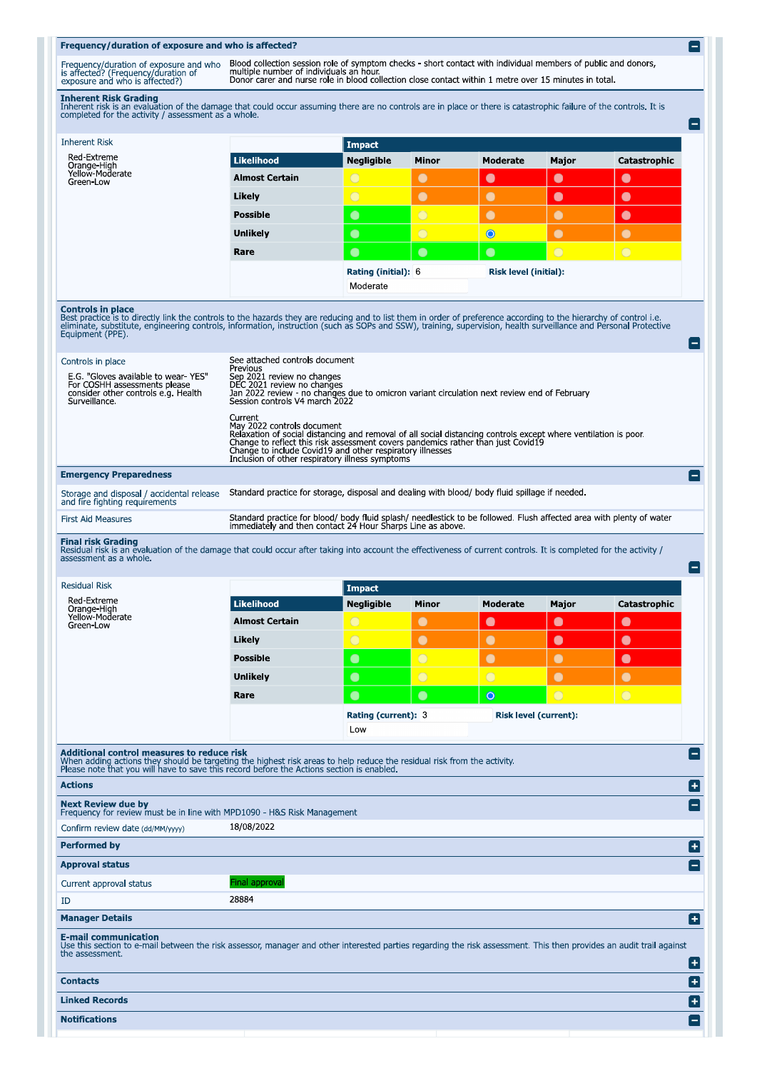## Frequency/duration of exposure and who is affected?

| | |
|---|---|
| Frequency/duration of exposure and who is affected? (Frequency/duration of exposure and who is affected?) | Blood collection session role of symptom checks - short contact with individual members of public and donors, multiple number of individuals an hour. Donor carer and nurse role in blood collection close contact within 1 metre over 15 minutes in total. |

## Inherent Risk Grading

Inherent risk is an evaluation of the damage that could occur assuming there are no controls are in place or there is catastrophic failure of the controls. It is completed for the activity / assessment as a whole.

Inherent Risk

Red-Extreme
Orange-High
Yellow-Moderate
Green-Low

| | Impact | | | | |
|---|---|---|---|---|---|
| **Likelihood** | **Negligible** | **Minor** | **Moderate** | **Major** | **Catastrophic** |
| **Almost Certain** | Yellow | Orange | Red | Red | Red |
| **Likely** | Yellow | Orange | Orange | Red | Red |
| **Possible** | Green | Yellow | Orange | Orange | Red |
| **Unlikely** | Green | Yellow | Yellow (selected) | Orange | Orange |
| **Rare** | Green | Green | Green | Yellow | Yellow |

**Rating (initial):** 6 **Risk level (initial):** Moderate

## Controls in place

Best practice is to directly link the controls to the hazards they are reducing and to list them in order of preference according to the hierarchy of control i.e. eliminate, substitute, engineering controls, information, instruction (such as SOPs and SSW), training, supervision, health surveillance and Personal Protective Equipment (PPE).

| | |
|---|---|
| Controls in place<br><br>E.G. "Gloves available to wear- YES" For COSHH assessments please consider other controls e.g. Health Surveillance. | See attached controls document<br>Previous<br>Sep 2021 review no changes<br>DEC 2021 review no changes<br>Jan 2022 review - no changes due to omicron variant circulation next review end of February<br>Session controls V4 march 2022<br><br>Current<br>May 2022 controls document<br>Relaxation of social distancing and removal of all social distancing controls except where ventilation is poor.<br>Change to reflect this risk assessment covers pandemics rather than just Covid19<br>Change to include Covid19 and other respiratory illnesses<br>Inclusion of other respiratory illness symptoms |

## Emergency Preparedness

| | |
|---|---|
| Storage and disposal / accidental release and fire fighting requirements | Standard practice for storage, disposal and dealing with blood/ body fluid spillage if needed. |
| First Aid Measures | Standard practice for blood/ body fluid splash/ needlestick to be followed. Flush affected area with plenty of water immediately and then contact 24 Hour Sharps Line as above. |

## Final risk Grading

Residual risk is an evaluation of the damage that could occur after taking into account the effectiveness of current controls. It is completed for the activity / assessment as a whole.

Residual Risk

Red-Extreme
Orange-High
Yellow-Moderate
Green-Low

| | Impact | | | | |
|---|---|---|---|---|---|
| **Likelihood** | **Negligible** | **Minor** | **Moderate** | **Major** | **Catastrophic** |
| **Almost Certain** | Yellow | Orange | Red | Red | Red |
| **Likely** | Yellow | Orange | Orange | Red | Red |
| **Possible** | Green | Yellow | Orange | Orange | Red |
| **Unlikely** | Green | Yellow | Yellow | Orange | Orange |
| **Rare** | Green | Green | Green (selected) | Yellow | Yellow |

**Rating (current):** 3 **Risk level (current):** Low

## Additional control measures to reduce risk

When adding actions they should be targeting the highest risk areas to help reduce the residual risk from the activity.
Please note that you will have to save this record before the Actions section is enabled.

## Actions

## Next Review due by

Frequency for review must be in line with MPD1090 - H&S Risk Management

| | |
|---|---|
| Confirm review date (dd/MM/yyyy) | 18/08/2022 |

## Performed by

## Approval status

| | |
|---|---|
| Current approval status | Final approval |
| ID | 28884 |

## Manager Details

## E-mail communication

Use this section to e-mail between the risk assessor, manager and other interested parties regarding the risk assessment. This then provides an audit trail against the assessment.

## Contacts

## Linked Records

## Notifications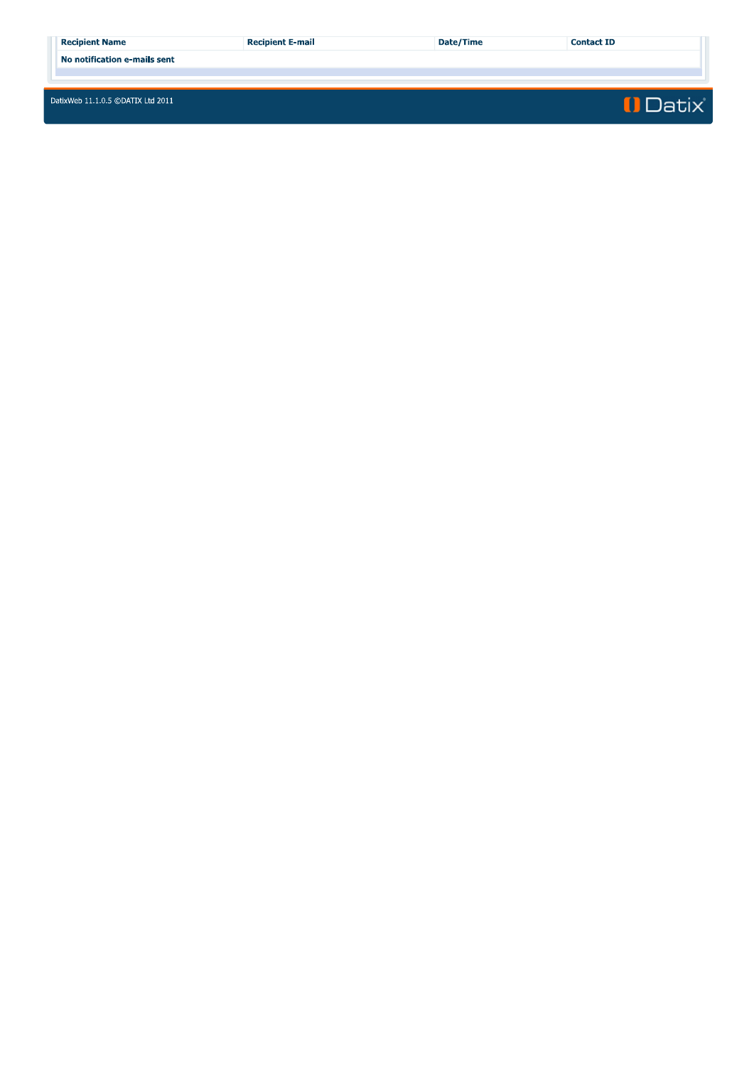| Recipient Name | Recipient E-mail | Date/Time | Contact ID |
| --- | --- | --- | --- |
| **No notification e-mails sent** | | | |

DatixWeb 11.1.0.5 ©DATIX Ltd 2011